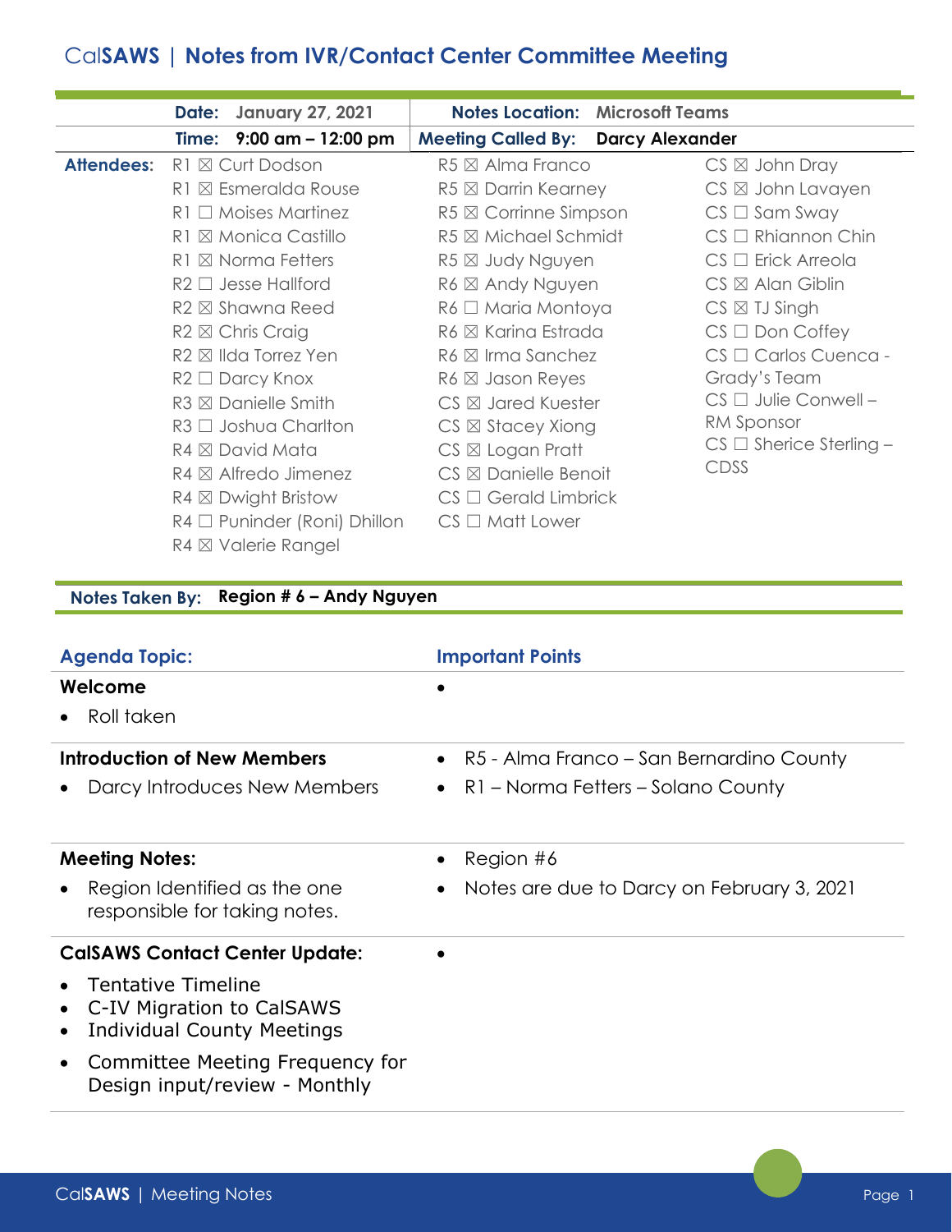# CalSAWS | Notes from IVR/Contact Center Committee Meeting

| | | | |
|---|---|---|---|
| **Date:** | **January 27, 2021** | **Notes Location:** | **Microsoft Teams** |
| **Time:** | **9:00 am – 12:00 pm** | **Meeting Called By:** | **Darcy Alexander** |

**Attendees:**

| | | |
|---|---|---|
| R1 ☒ Curt Dodson | R5 ☒ Alma Franco | CS ☒ John Dray |
| R1 ☒ Esmeralda Rouse | R5 ☒ Darrin Kearney | CS ☒ John Lavayen |
| R1 ☐ Moises Martinez | R5 ☒ Corrinne Simpson | CS ☐ Sam Sway |
| R1 ☒ Monica Castillo | R5 ☒ Michael Schmidt | CS ☐ Rhiannon Chin |
| R1 ☒ Norma Fetters | R5 ☒ Judy Nguyen | CS ☐ Erick Arreola |
| R2 ☐ Jesse Hallford | R6 ☒ Andy Nguyen | CS ☒ Alan Giblin |
| R2 ☒ Shawna Reed | R6 ☐ Maria Montoya | CS ☒ TJ Singh |
| R2 ☒ Chris Craig | R6 ☒ Karina Estrada | CS ☐ Don Coffey |
| R2 ☒ Ilda Torrez Yen | R6 ☒ Irma Sanchez | CS ☐ Carlos Cuenca - Grady's Team |
| R2 ☐ Darcy Knox | R6 ☒ Jason Reyes | CS ☐ Julie Conwell – RM Sponsor |
| R3 ☒ Danielle Smith | CS ☒ Jared Kuester | CS ☐ Sherice Sterling – CDSS |
| R3 ☐ Joshua Charlton | CS ☒ Stacey Xiong | |
| R4 ☒ David Mata | CS ☒ Logan Pratt | |
| R4 ☒ Alfredo Jimenez | CS ☒ Danielle Benoit | |
| R4 ☒ Dwight Bristow | CS ☐ Gerald Limbrick | |
| R4 ☐ Puninder (Roni) Dhillon | CS ☐ Matt Lower | |
| R4 ☒ Valerie Rangel | | |

**Notes Taken By:** **Region # 6 – Andy Nguyen**

| Agenda Topic: | Important Points |
|---|---|
| **Welcome**<br>• Roll taken | • |
| **Introduction of New Members**<br>• Darcy Introduces New Members | • R5 - Alma Franco – San Bernardino County<br>• R1 – Norma Fetters – Solano County |
| **Meeting Notes:**<br>• Region Identified as the one responsible for taking notes. | • Region #6<br>• Notes are due to Darcy on February 3, 2021 |
| **CalSAWS Contact Center Update:**<br>• Tentative Timeline<br>• C-IV Migration to CalSAWS<br>• Individual County Meetings<br>• Committee Meeting Frequency for Design input/review - Monthly | • |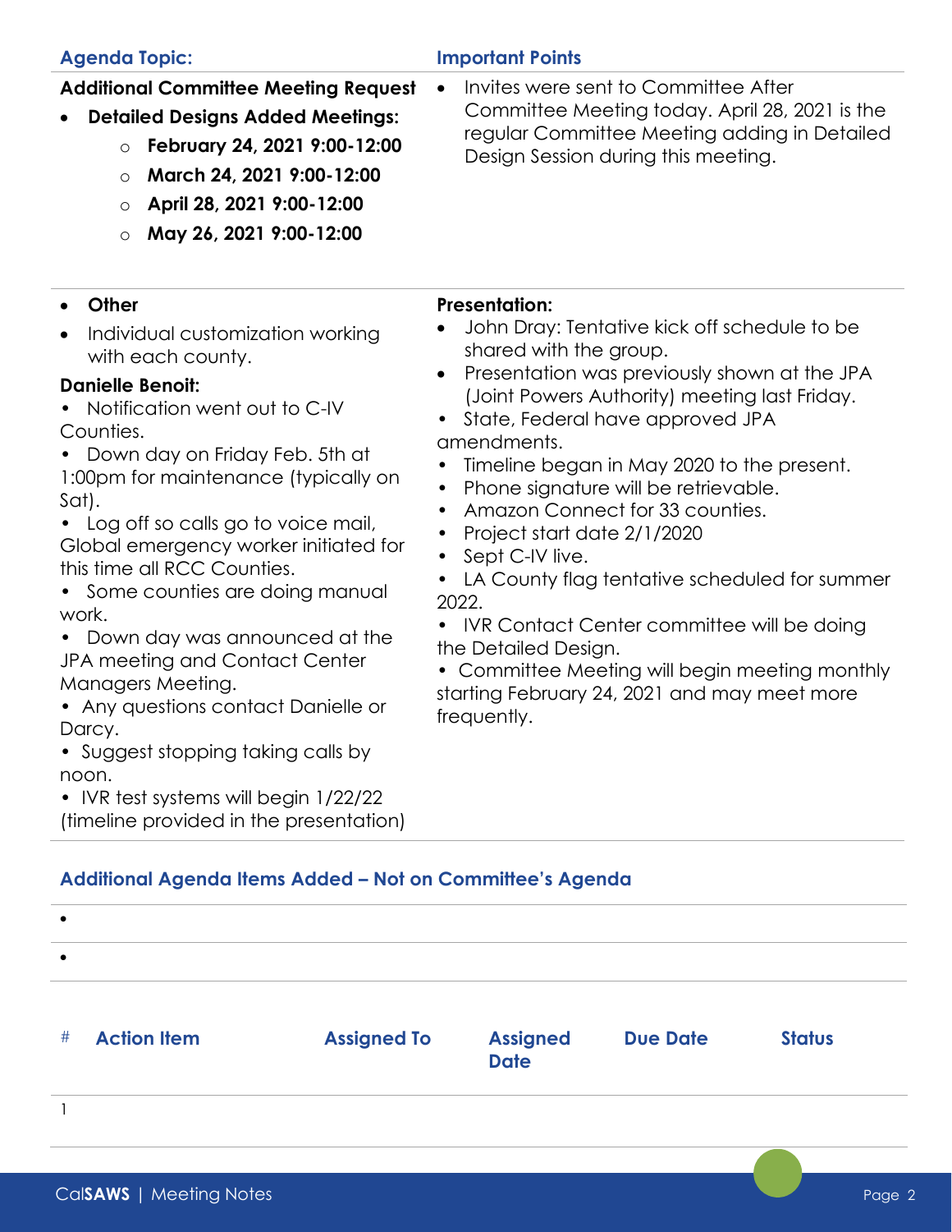| Agenda Topic: | Important Points |
|---|---|
| **Additional Committee Meeting Request**<br>• **Detailed Designs Added Meetings:**<br>  ○ **February 24, 2021 9:00-12:00**<br>  ○ **March 24, 2021 9:00-12:00**<br>  ○ **April 28, 2021 9:00-12:00**<br>  ○ **May 26, 2021 9:00-12:00** | • Invites were sent to Committee After Committee Meeting today. April 28, 2021 is the regular Committee Meeting adding in Detailed Design Session during this meeting. |
| • **Other**<br>• Individual customization working with each county.<br>**Danielle Benoit:**<br>• Notification went out to C-IV Counties.<br>• Down day on Friday Feb. 5th at 1:00pm for maintenance (typically on Sat).<br>• Log off so calls go to voice mail, Global emergency worker initiated for this time all RCC Counties.<br>• Some counties are doing manual work.<br>• Down day was announced at the JPA meeting and Contact Center Managers Meeting.<br>• Any questions contact Danielle or Darcy.<br>• Suggest stopping taking calls by noon.<br>• IVR test systems will begin 1/22/22 (timeline provided in the presentation) | **Presentation:**<br>• John Dray: Tentative kick off schedule to be shared with the group.<br>• Presentation was previously shown at the JPA (Joint Powers Authority) meeting last Friday.<br>• State, Federal have approved JPA amendments.<br>• Timeline began in May 2020 to the present.<br>• Phone signature will be retrievable.<br>• Amazon Connect for 33 counties.<br>• Project start date 2/1/2020<br>• Sept C-IV live.<br>• LA County flag tentative scheduled for summer 2022.<br>• IVR Contact Center committee will be doing the Detailed Design.<br>• Committee Meeting will begin meeting monthly starting February 24, 2021 and may meet more frequently. |

## Additional Agenda Items Added – Not on Committee's Agenda

- 
- 

| # | Action Item | Assigned To | Assigned Date | Due Date | Status |
|---|---|---|---|---|---|
| 1 | | | | | |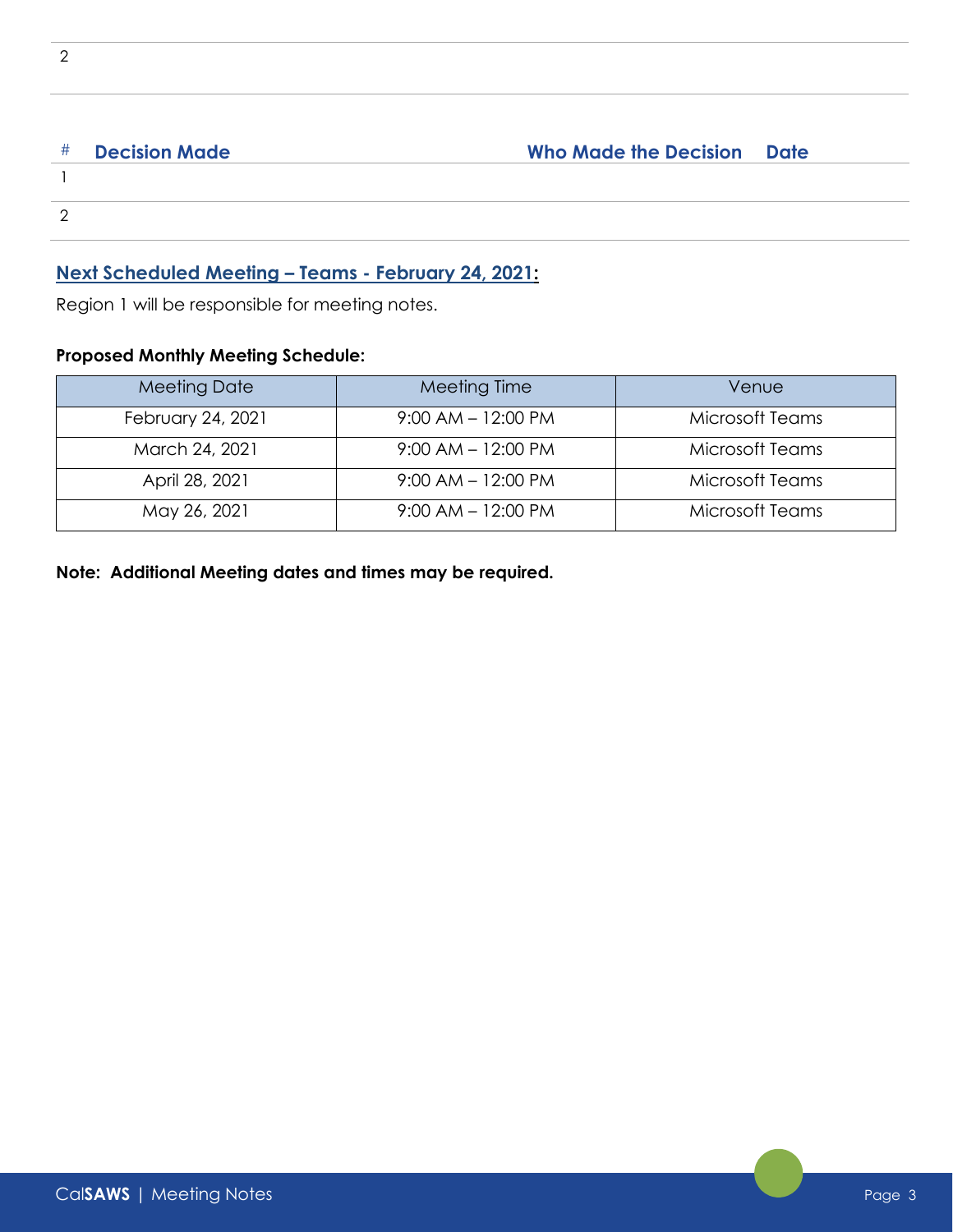| | |
|---|---|
| 2 | |

| # | Decision Made | Who Made the Decision | Date |
|---|---|---|---|
| 1 | | | |
| 2 | | | |

## Next Scheduled Meeting – Teams - February 24, 2021:

Region 1 will be responsible for meeting notes.

**Proposed Monthly Meeting Schedule:**

| Meeting Date | Meeting Time | Venue |
|---|---|---|
| February 24, 2021 | 9:00 AM – 12:00 PM | Microsoft Teams |
| March 24, 2021 | 9:00 AM – 12:00 PM | Microsoft Teams |
| April 28, 2021 | 9:00 AM – 12:00 PM | Microsoft Teams |
| May 26, 2021 | 9:00 AM – 12:00 PM | Microsoft Teams |

**Note: Additional Meeting dates and times may be required.**